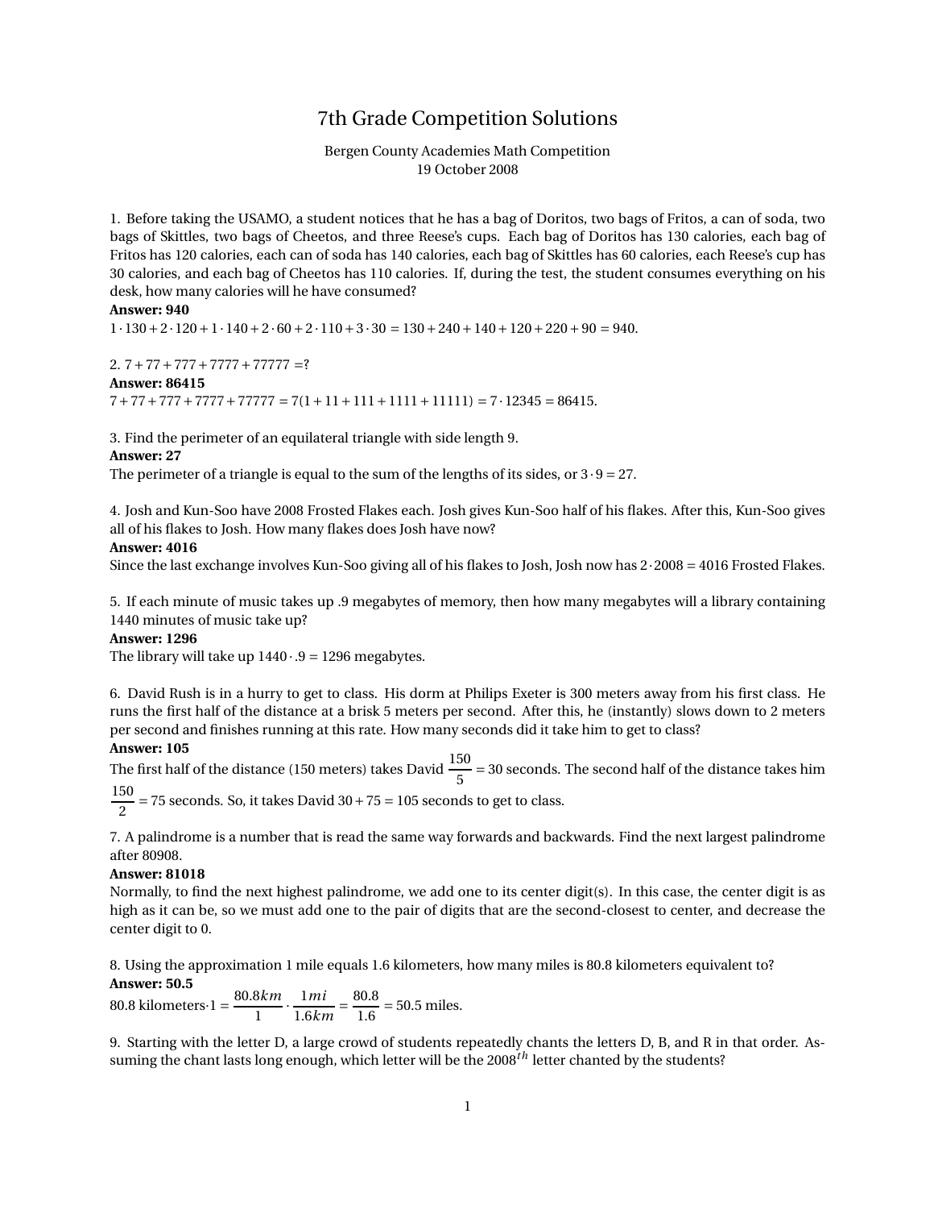# 7th Grade Competition Solutions

Bergen County Academies Math Competition
19 October 2008

1. Before taking the USAMO, a student notices that he has a bag of Doritos, two bags of Fritos, a can of soda, two bags of Skittles, two bags of Cheetos, and three Reese's cups. Each bag of Doritos has 130 calories, each bag of Fritos has 120 calories, each can of soda has 140 calories, each bag of Skittles has 60 calories, each Reese's cup has 30 calories, and each bag of Cheetos has 110 calories. If, during the test, the student consumes everything on his desk, how many calories will he have consumed?

**Answer: 940**

$1 \cdot 130 + 2 \cdot 120 + 1 \cdot 140 + 2 \cdot 60 + 2 \cdot 110 + 3 \cdot 30 = 130 + 240 + 140 + 120 + 220 + 90 = 940.$

2. $7 + 77 + 777 + 7777 + 77777 = ?$

**Answer: 86415**

$7 + 77 + 777 + 7777 + 77777 = 7(1 + 11 + 111 + 1111 + 11111) = 7 \cdot 12345 = 86415.$

3. Find the perimeter of an equilateral triangle with side length 9.

**Answer: 27**

The perimeter of a triangle is equal to the sum of the lengths of its sides, or $3 \cdot 9 = 27$.

4. Josh and Kun-Soo have 2008 Frosted Flakes each. Josh gives Kun-Soo half of his flakes. After this, Kun-Soo gives all of his flakes to Josh. How many flakes does Josh have now?

**Answer: 4016**

Since the last exchange involves Kun-Soo giving all of his flakes to Josh, Josh now has $2 \cdot 2008 = 4016$ Frosted Flakes.

5. If each minute of music takes up .9 megabytes of memory, then how many megabytes will a library containing 1440 minutes of music take up?

**Answer: 1296**

The library will take up $1440 \cdot .9 = 1296$ megabytes.

6. David Rush is in a hurry to get to class. His dorm at Philips Exeter is 300 meters away from his first class. He runs the first half of the distance at a brisk 5 meters per second. After this, he (instantly) slows down to 2 meters per second and finishes running at this rate. How many seconds did it take him to get to class?

**Answer: 105**

The first half of the distance (150 meters) takes David $\frac{150}{5} = 30$ seconds. The second half of the distance takes him $\frac{150}{2} = 75$ seconds. So, it takes David $30 + 75 = 105$ seconds to get to class.

7. A palindrome is a number that is read the same way forwards and backwards. Find the next largest palindrome after 80908.

**Answer: 81018**

Normally, to find the next highest palindrome, we add one to its center digit(s). In this case, the center digit is as high as it can be, so we must add one to the pair of digits that are the second-closest to center, and decrease the center digit to 0.

8. Using the approximation 1 mile equals 1.6 kilometers, how many miles is 80.8 kilometers equivalent to?

**Answer: 50.5**

80.8 kilometers$\cdot 1 = \frac{80.8km}{1} \cdot \frac{1mi}{1.6km} = \frac{80.8}{1.6} = 50.5$ miles.

9. Starting with the letter D, a large crowd of students repeatedly chants the letters D, B, and R in that order. Assuming the chant lasts long enough, which letter will be the $2008^{th}$ letter chanted by the students?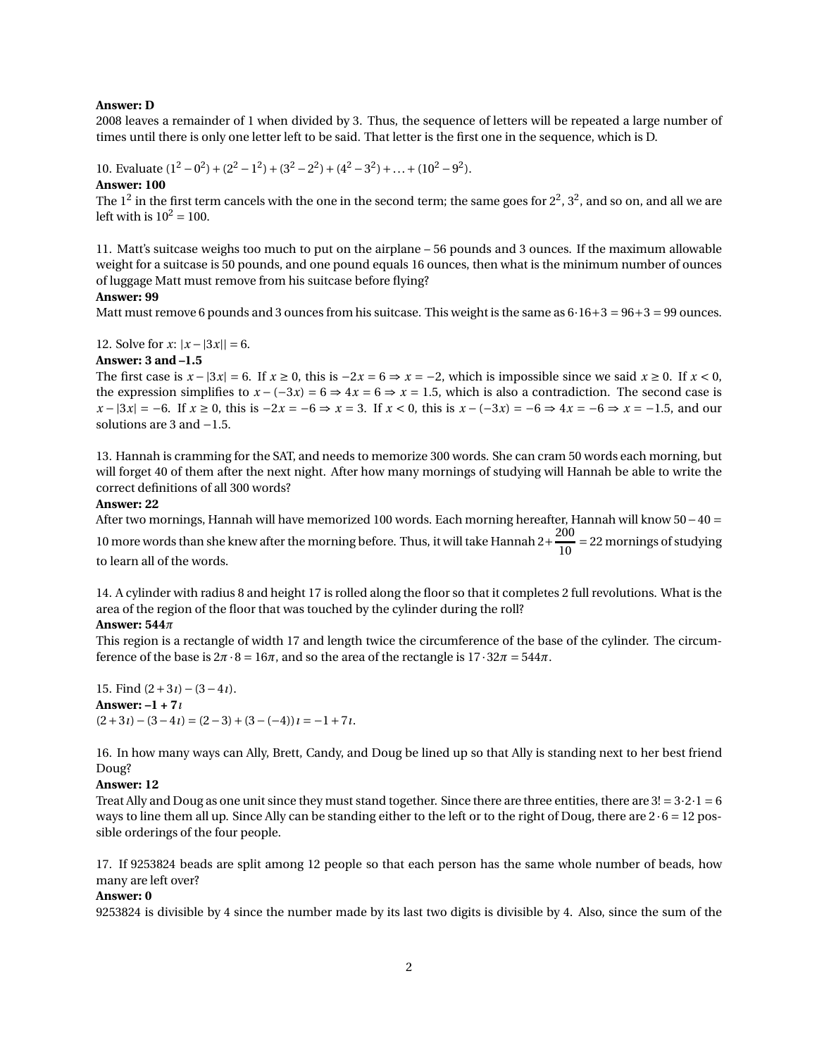**Answer: D**

2008 leaves a remainder of 1 when divided by 3. Thus, the sequence of letters will be repeated a large number of times until there is only one letter left to be said. That letter is the first one in the sequence, which is D.

10. Evaluate $(1^2-0^2)+(2^2-1^2)+(3^2-2^2)+(4^2-3^2)+\ldots+(10^2-9^2)$.

**Answer: 100**

The $1^2$ in the first term cancels with the one in the second term; the same goes for $2^2$, $3^2$, and so on, and all we are left with is $10^2 = 100$.

11. Matt's suitcase weighs too much to put on the airplane – 56 pounds and 3 ounces. If the maximum allowable weight for a suitcase is 50 pounds, and one pound equals 16 ounces, then what is the minimum number of ounces of luggage Matt must remove from his suitcase before flying?

**Answer: 99**

Matt must remove 6 pounds and 3 ounces from his suitcase. This weight is the same as $6\cdot16+3 = 96+3 = 99$ ounces.

12. Solve for $x$: $|x-|3x|| = 6$.

**Answer: 3 and –1.5**

The first case is $x-|3x| = 6$. If $x \geq 0$, this is $-2x = 6 \Rightarrow x = -2$, which is impossible since we said $x \geq 0$. If $x < 0$, the expression simplifies to $x-(-3x) = 6 \Rightarrow 4x = 6 \Rightarrow x = 1.5$, which is also a contradiction. The second case is $x-|3x| = -6$. If $x \geq 0$, this is $-2x = -6 \Rightarrow x = 3$. If $x < 0$, this is $x-(-3x) = -6 \Rightarrow 4x = -6 \Rightarrow x = -1.5$, and our solutions are 3 and $-1.5$.

13. Hannah is cramming for the SAT, and needs to memorize 300 words. She can cram 50 words each morning, but will forget 40 of them after the next night. After how many mornings of studying will Hannah be able to write the correct definitions of all 300 words?

**Answer: 22**

After two mornings, Hannah will have memorized 100 words. Each morning hereafter, Hannah will know $50-40 = 10$ more words than she knew after the morning before. Thus, it will take Hannah $2+\frac{200}{10} = 22$ mornings of studying to learn all of the words.

14. A cylinder with radius 8 and height 17 is rolled along the floor so that it completes 2 full revolutions. What is the area of the region of the floor that was touched by the cylinder during the roll?

**Answer: 544$\pi$**

This region is a rectangle of width 17 and length twice the circumference of the base of the cylinder. The circumference of the base is $2\pi\cdot8 = 16\pi$, and so the area of the rectangle is $17\cdot32\pi = 544\pi$.

15. Find $(2+3\imath)-(3-4\imath)$.

**Answer: –1 + 7$\imath$**

$(2+3\imath)-(3-4\imath) = (2-3)+(3-(-4))\imath = -1+7\imath$.

16. In how many ways can Ally, Brett, Candy, and Doug be lined up so that Ally is standing next to her best friend Doug?

**Answer: 12**

Treat Ally and Doug as one unit since they must stand together. Since there are three entities, there are $3! = 3\cdot2\cdot1 = 6$ ways to line them all up. Since Ally can be standing either to the left or to the right of Doug, there are $2\cdot6 = 12$ possible orderings of the four people.

17. If 9253824 beads are split among 12 people so that each person has the same whole number of beads, how many are left over?

**Answer: 0**

9253824 is divisible by 4 since the number made by its last two digits is divisible by 4. Also, since the sum of the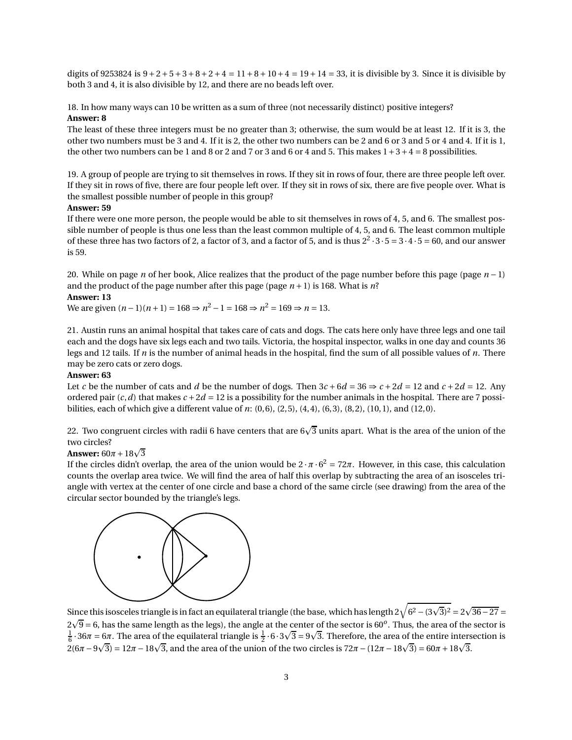digits of 9253824 is $9+2+5+3+8+2+4 = 11+8+10+4 = 19+14 = 33$, it is divisible by 3. Since it is divisible by both 3 and 4, it is also divisible by 12, and there are no beads left over.

18. In how many ways can 10 be written as a sum of three (not necessarily distinct) positive integers?
**Answer: 8**
The least of these three integers must be no greater than 3; otherwise, the sum would be at least 12. If it is 3, the other two numbers must be 3 and 4. If it is 2, the other two numbers can be 2 and 6 or 3 and 5 or 4 and 4. If it is 1, the other two numbers can be 1 and 8 or 2 and 7 or 3 and 6 or 4 and 5. This makes $1+3+4 = 8$ possibilities.

19. A group of people are trying to sit themselves in rows. If they sit in rows of four, there are three people left over. If they sit in rows of five, there are four people left over. If they sit in rows of six, there are five people over. What is the smallest possible number of people in this group?
**Answer: 59**
If there were one more person, the people would be able to sit themselves in rows of 4, 5, and 6. The smallest possible number of people is thus one less than the least common multiple of 4, 5, and 6. The least common multiple of these three has two factors of 2, a factor of 3, and a factor of 5, and is thus $2^2 \cdot 3 \cdot 5 = 3 \cdot 4 \cdot 5 = 60$, and our answer is 59.

20. While on page $n$ of her book, Alice realizes that the product of the page number before this page (page $n-1$) and the product of the page number after this page (page $n+1$) is 168. What is $n$?
**Answer: 13**
We are given $(n-1)(n+1) = 168 \Rightarrow n^2 - 1 = 168 \Rightarrow n^2 = 169 \Rightarrow n = 13$.

21. Austin runs an animal hospital that takes care of cats and dogs. The cats here only have three legs and one tail each and the dogs have six legs each and two tails. Victoria, the hospital inspector, walks in one day and counts 36 legs and 12 tails. If $n$ is the number of animal heads in the hospital, find the sum of all possible values of $n$. There may be zero cats or zero dogs.
**Answer: 63**
Let $c$ be the number of cats and $d$ be the number of dogs. Then $3c + 6d = 36 \Rightarrow c + 2d = 12$ and $c + 2d = 12$. Any ordered pair $(c, d)$ that makes $c + 2d = 12$ is a possibility for the number animals in the hospital. There are 7 possibilities, each of which give a different value of $n$: $(0,6)$, $(2,5)$, $(4,4)$, $(6,3)$, $(8,2)$, $(10,1)$, and $(12,0)$.

22. Two congruent circles with radii 6 have centers that are $6\sqrt{3}$ units apart. What is the area of the union of the two circles?
**Answer:** $60\pi + 18\sqrt{3}$
If the circles didn't overlap, the area of the union would be $2 \cdot \pi \cdot 6^2 = 72\pi$. However, in this case, this calculation counts the overlap area twice. We will find the area of half this overlap by subtracting the area of an isosceles triangle with vertex at the center of one circle and base a chord of the same circle (see drawing) from the area of the circular sector bounded by the triangle's legs.

Since this isosceles triangle is in fact an equilateral triangle (the base, which has length $2\sqrt{6^2 - (3\sqrt{3})^2} = 2\sqrt{36-27} = 2\sqrt{9} = 6$, has the same length as the legs), the angle at the center of the sector is $60^o$. Thus, the area of the sector is $\frac{1}{6} \cdot 36\pi = 6\pi$. The area of the equilateral triangle is $\frac{1}{2} \cdot 6 \cdot 3\sqrt{3} = 9\sqrt{3}$. Therefore, the area of the entire intersection is $2(6\pi - 9\sqrt{3}) = 12\pi - 18\sqrt{3}$, and the area of the union of the two circles is $72\pi - (12\pi - 18\sqrt{3}) = 60\pi + 18\sqrt{3}$.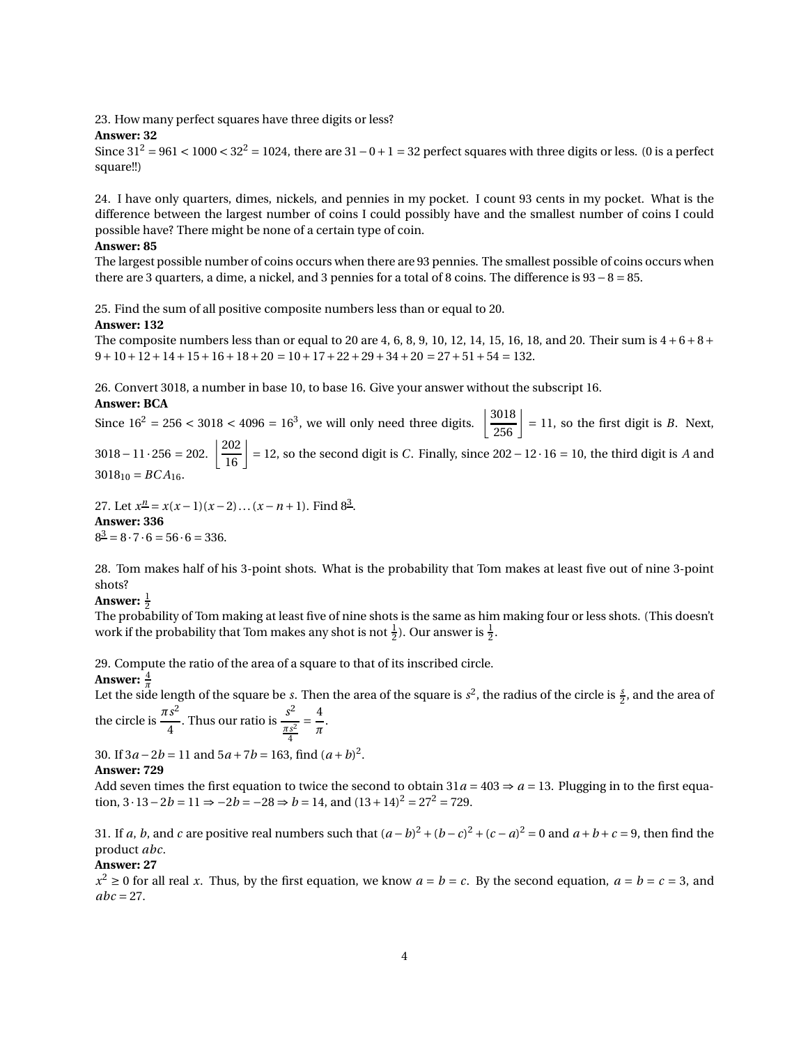23. How many perfect squares have three digits or less?

**Answer: 32**

Since $31^2 = 961 < 1000 < 32^2 = 1024$, there are $31 - 0 + 1 = 32$ perfect squares with three digits or less. (0 is a perfect square!!)

24. I have only quarters, dimes, nickels, and pennies in my pocket. I count 93 cents in my pocket. What is the difference between the largest number of coins I could possibly have and the smallest number of coins I could possible have? There might be none of a certain type of coin.

**Answer: 85**

The largest possible number of coins occurs when there are 93 pennies. The smallest possible of coins occurs when there are 3 quarters, a dime, a nickel, and 3 pennies for a total of 8 coins. The difference is $93 - 8 = 85$.

25. Find the sum of all positive composite numbers less than or equal to 20.

**Answer: 132**

The composite numbers less than or equal to 20 are 4, 6, 8, 9, 10, 12, 14, 15, 16, 18, and 20. Their sum is $4 + 6 + 8 + 9 + 10 + 12 + 14 + 15 + 16 + 18 + 20 = 10 + 17 + 22 + 29 + 34 + 20 = 27 + 51 + 54 = 132$.

26. Convert 3018, a number in base 10, to base 16. Give your answer without the subscript 16.

**Answer: BCA**

Since $16^2 = 256 < 3018 < 4096 = 16^3$, we will only need three digits. $\left\lfloor \dfrac{3018}{256} \right\rfloor = 11$, so the first digit is $B$. Next, $3018 - 11 \cdot 256 = 202$. $\left\lfloor \dfrac{202}{16} \right\rfloor = 12$, so the second digit is $C$. Finally, since $202 - 12 \cdot 16 = 10$, the third digit is $A$ and $3018_{10} = BCA_{16}$.

27. Let $x^{\underline{n}} = x(x-1)(x-2)\dots(x-n+1)$. Find $8^{\underline{3}}$.

**Answer: 336**

$8^{\underline{3}} = 8 \cdot 7 \cdot 6 = 56 \cdot 6 = 336$.

28. Tom makes half of his 3-point shots. What is the probability that Tom makes at least five out of nine 3-point shots?

**Answer: $\frac{1}{2}$**

The probability of Tom making at least five of nine shots is the same as him making four or less shots. (This doesn't work if the probability that Tom makes any shot is not $\frac{1}{2}$). Our answer is $\frac{1}{2}$.

29. Compute the ratio of the area of a square to that of its inscribed circle.

**Answer: $\frac{4}{\pi}$**

Let the side length of the square be $s$. Then the area of the square is $s^2$, the radius of the circle is $\frac{s}{2}$, and the area of the circle is $\dfrac{\pi s^2}{4}$. Thus our ratio is $\dfrac{s^2}{\frac{\pi s^2}{4}} = \dfrac{4}{\pi}$.

30. If $3a - 2b = 11$ and $5a + 7b = 163$, find $(a+b)^2$.

**Answer: 729**

Add seven times the first equation to twice the second to obtain $31a = 403 \Rightarrow a = 13$. Plugging in to the first equation, $3 \cdot 13 - 2b = 11 \Rightarrow -2b = -28 \Rightarrow b = 14$, and $(13 + 14)^2 = 27^2 = 729$.

31. If $a$, $b$, and $c$ are positive real numbers such that $(a-b)^2 + (b-c)^2 + (c-a)^2 = 0$ and $a + b + c = 9$, then find the product $abc$.

**Answer: 27**

$x^2 \geq 0$ for all real $x$. Thus, by the first equation, we know $a = b = c$. By the second equation, $a = b = c = 3$, and $abc = 27$.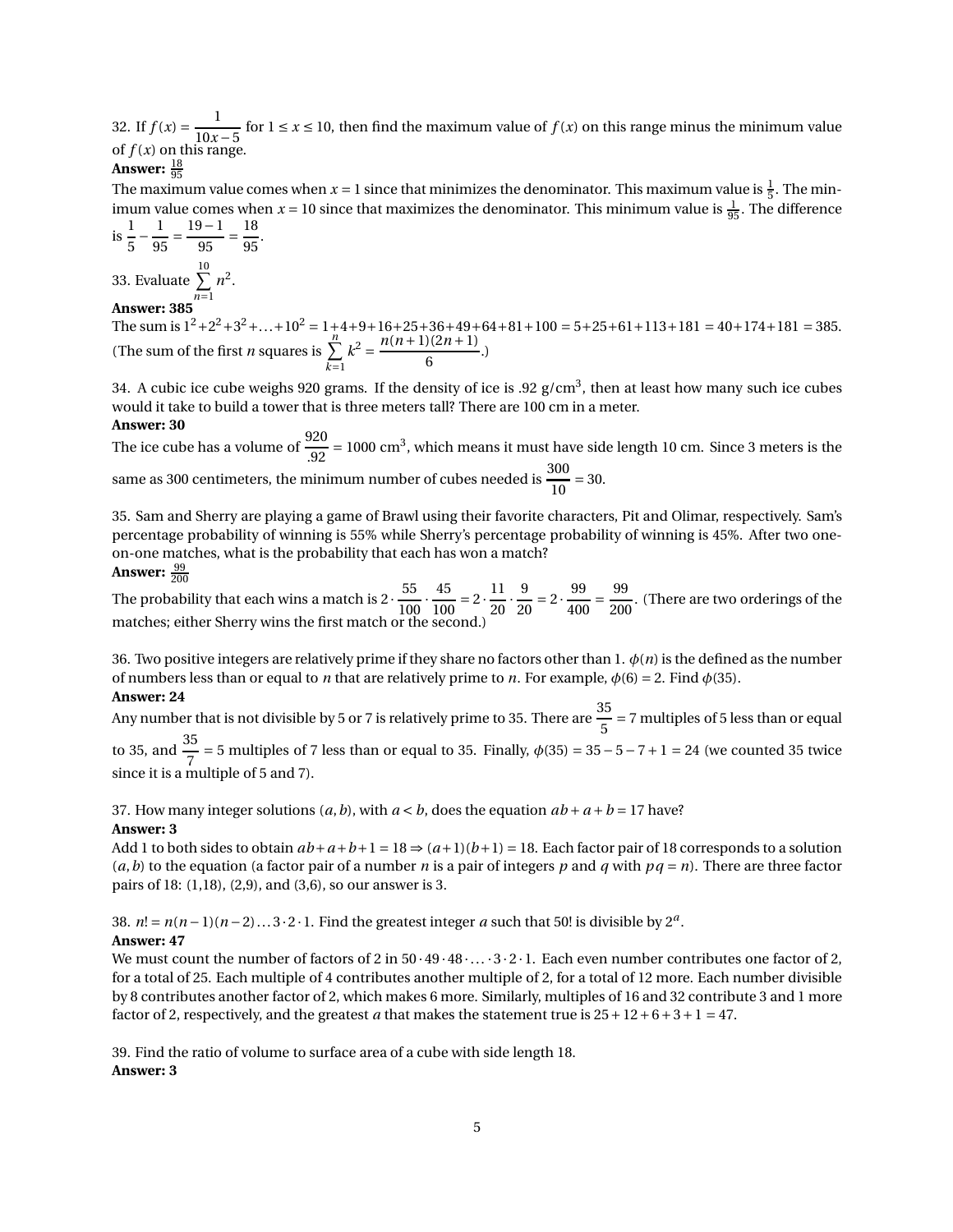32. If $f(x) = \dfrac{1}{10x-5}$ for $1 \le x \le 10$, then find the maximum value of $f(x)$ on this range minus the minimum value of $f(x)$ on this range.

**Answer:** $\frac{18}{95}$

The maximum value comes when $x = 1$ since that minimizes the denominator. This maximum value is $\frac{1}{5}$. The minimum value comes when $x = 10$ since that maximizes the denominator. This minimum value is $\frac{1}{95}$. The difference is $\dfrac{1}{5} - \dfrac{1}{95} = \dfrac{19-1}{95} = \dfrac{18}{95}$.

33. Evaluate $\sum_{n=1}^{10} n^2$.

**Answer: 385**

The sum is $1^2+2^2+3^2+\ldots+10^2 = 1+4+9+16+25+36+49+64+81+100 = 5+25+61+113+181 = 40+174+181 = 385$. (The sum of the first $n$ squares is $\sum_{k=1}^{n} k^2 = \dfrac{n(n+1)(2n+1)}{6}$.)

34. A cubic ice cube weighs 920 grams. If the density of ice is .92 g/cm$^3$, then at least how many such ice cubes would it take to build a tower that is three meters tall? There are 100 cm in a meter.

**Answer: 30**

The ice cube has a volume of $\dfrac{920}{.92} = 1000$ cm$^3$, which means it must have side length 10 cm. Since 3 meters is the same as 300 centimeters, the minimum number of cubes needed is $\dfrac{300}{10} = 30$.

35. Sam and Sherry are playing a game of Brawl using their favorite characters, Pit and Olimar, respectively. Sam's percentage probability of winning is 55% while Sherry's percentage probability of winning is 45%. After two one-on-one matches, what is the probability that each has won a match?

**Answer:** $\frac{99}{200}$

The probability that each wins a match is $2 \cdot \dfrac{55}{100} \cdot \dfrac{45}{100} = 2 \cdot \dfrac{11}{20} \cdot \dfrac{9}{20} = 2 \cdot \dfrac{99}{400} = \dfrac{99}{200}$. (There are two orderings of the matches; either Sherry wins the first match or the second.)

36. Two positive integers are relatively prime if they share no factors other than 1. $\phi(n)$ is the defined as the number of numbers less than or equal to $n$ that are relatively prime to $n$. For example, $\phi(6) = 2$. Find $\phi(35)$.

**Answer: 24**

Any number that is not divisible by 5 or 7 is relatively prime to 35. There are $\dfrac{35}{5} = 7$ multiples of 5 less than or equal to 35, and $\dfrac{35}{7} = 5$ multiples of 7 less than or equal to 35. Finally, $\phi(35) = 35 - 5 - 7 + 1 = 24$ (we counted 35 twice since it is a multiple of 5 and 7).

37. How many integer solutions $(a, b)$, with $a < b$, does the equation $ab + a + b = 17$ have?

**Answer: 3**

Add 1 to both sides to obtain $ab+a+b+1 = 18 \Rightarrow (a+1)(b+1) = 18$. Each factor pair of 18 corresponds to a solution $(a, b)$ to the equation (a factor pair of a number $n$ is a pair of integers $p$ and $q$ with $pq = n$). There are three factor pairs of 18: (1,18), (2,9), and (3,6), so our answer is 3.

38. $n! = n(n-1)(n-2)\ldots 3 \cdot 2 \cdot 1$. Find the greatest integer $a$ such that 50! is divisible by $2^a$.

**Answer: 47**

We must count the number of factors of 2 in $50 \cdot 49 \cdot 48 \cdot \ldots \cdot 3 \cdot 2 \cdot 1$. Each even number contributes one factor of 2, for a total of 25. Each multiple of 4 contributes another multiple of 2, for a total of 12 more. Each number divisible by 8 contributes another factor of 2, which makes 6 more. Similarly, multiples of 16 and 32 contribute 3 and 1 more factor of 2, respectively, and the greatest $a$ that makes the statement true is $25 + 12 + 6 + 3 + 1 = 47$.

39. Find the ratio of volume to surface area of a cube with side length 18.

**Answer: 3**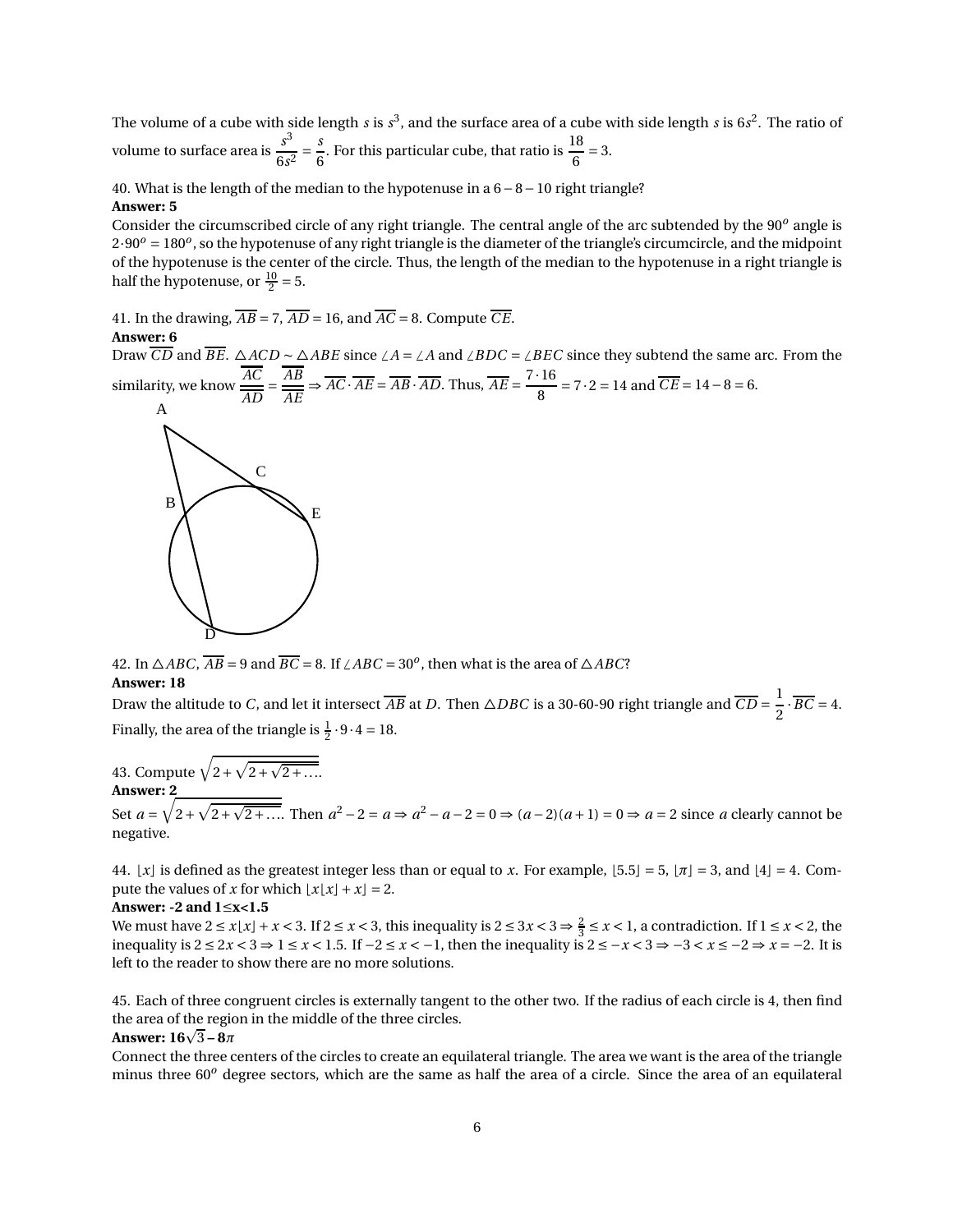The volume of a cube with side length $s$ is $s^3$, and the surface area of a cube with side length $s$ is $6s^2$. The ratio of volume to surface area is $\frac{s^3}{6s^2} = \frac{s}{6}$. For this particular cube, that ratio is $\frac{18}{6} = 3$.

40. What is the length of the median to the hypotenuse in a $6-8-10$ right triangle?

**Answer: 5**

Consider the circumscribed circle of any right triangle. The central angle of the arc subtended by the $90^o$ angle is $2 \cdot 90^o = 180^o$, so the hypotenuse of any right triangle is the diameter of the triangle's circumcircle, and the midpoint of the hypotenuse is the center of the circle. Thus, the length of the median to the hypotenuse in a right triangle is half the hypotenuse, or $\frac{10}{2} = 5$.

41. In the drawing, $\overline{AB} = 7$, $\overline{AD} = 16$, and $\overline{AC} = 8$. Compute $\overline{CE}$.

**Answer: 6**

Draw $\overline{CD}$ and $\overline{BE}$. $\triangle ACD \sim \triangle ABE$ since $\angle A = \angle A$ and $\angle BDC = \angle BEC$ since they subtend the same arc. From the similarity, we know $\frac{\overline{AC}}{\overline{AD}} = \frac{\overline{AB}}{\overline{AE}} \Rightarrow \overline{AC} \cdot \overline{AE} = \overline{AB} \cdot \overline{AD}$. Thus, $\overline{AE} = \frac{7 \cdot 16}{8} = 7 \cdot 2 = 14$ and $\overline{CE} = 14 - 8 = 6$.

42. In $\triangle ABC$, $\overline{AB} = 9$ and $\overline{BC} = 8$. If $\angle ABC = 30^o$, then what is the area of $\triangle ABC$?

**Answer: 18**

Draw the altitude to $C$, and let it intersect $\overline{AB}$ at $D$. Then $\triangle DBC$ is a 30-60-90 right triangle and $\overline{CD} = \frac{1}{2} \cdot \overline{BC} = 4$. Finally, the area of the triangle is $\frac{1}{2} \cdot 9 \cdot 4 = 18$.

43. Compute $\sqrt{2 + \sqrt{2 + \sqrt{2 + \ldots}}}$

**Answer: 2**

Set $a = \sqrt{2 + \sqrt{2 + \sqrt{2 + \ldots}}}$. Then $a^2 - 2 = a \Rightarrow a^2 - a - 2 = 0 \Rightarrow (a-2)(a+1) = 0 \Rightarrow a = 2$ since $a$ clearly cannot be negative.

44. $\lfloor x \rfloor$ is defined as the greatest integer less than or equal to $x$. For example, $\lfloor 5.5 \rfloor = 5$, $\lfloor \pi \rfloor = 3$, and $\lfloor 4 \rfloor = 4$. Compute the values of $x$ for which $\lfloor x \lfloor x \rfloor + x \rfloor = 2$.

**Answer: -2 and 1≤x<1.5**

We must have $2 \leq x\lfloor x \rfloor + x < 3$. If $2 \leq x < 3$, this inequality is $2 \leq 3x < 3 \Rightarrow \frac{2}{3} \leq x < 1$, a contradiction. If $1 \leq x < 2$, the inequality is $2 \leq 2x < 3 \Rightarrow 1 \leq x < 1.5$. If $-2 \leq x < -1$, then the inequality is $2 \leq -x < 3 \Rightarrow -3 < x \leq -2 \Rightarrow x = -2$. It is left to the reader to show there are no more solutions.

45. Each of three congruent circles is externally tangent to the other two. If the radius of each circle is 4, then find the area of the region in the middle of the three circles.

**Answer: $16\sqrt{3} - 8\pi$**

Connect the three centers of the circles to create an equilateral triangle. The area we want is the area of the triangle minus three $60^o$ degree sectors, which are the same as half the area of a circle. Since the area of an equilateral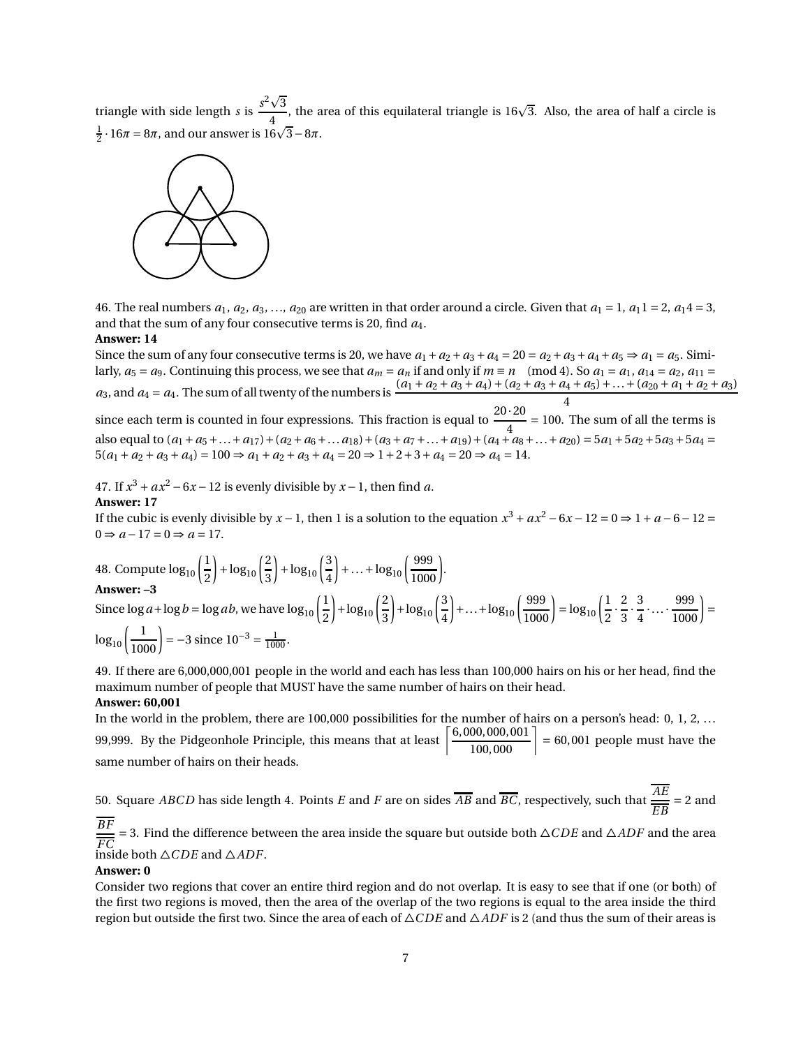triangle with side length $s$ is $\frac{s^2\sqrt{3}}{4}$, the area of this equilateral triangle is $16\sqrt{3}$. Also, the area of half a circle is $\frac{1}{2} \cdot 16\pi = 8\pi$, and our answer is $16\sqrt{3} - 8\pi$.

46. The real numbers $a_1$, $a_2$, $a_3$, ..., $a_{20}$ are written in that order around a circle. Given that $a_1 = 1$, $a_1 1 = 2$, $a_1 4 = 3$, and that the sum of any four consecutive terms is 20, find $a_4$.

**Answer: 14**

Since the sum of any four consecutive terms is 20, we have $a_1 + a_2 + a_3 + a_4 = 20 = a_2 + a_3 + a_4 + a_5 \Rightarrow a_1 = a_5$. Similarly, $a_5 = a_9$. Continuing this process, we see that $a_m = a_n$ if and only if $m \equiv n \pmod 4$. So $a_1 = a_1$, $a_{14} = a_2$, $a_{11} = a_3$, and $a_4 = a_4$. The sum of all twenty of the numbers is $\frac{(a_1 + a_2 + a_3 + a_4) + (a_2 + a_3 + a_4 + a_5) + \ldots + (a_{20} + a_1 + a_2 + a_3)}{4}$ since each term is counted in four expressions. This fraction is equal to $\frac{20 \cdot 20}{4} = 100$. The sum of all the terms is also equal to $(a_1 + a_5 + \ldots + a_{17}) + (a_2 + a_6 + \ldots a_{18}) + (a_3 + a_7 + \ldots + a_{19}) + (a_4 + a_8 + \ldots + a_{20}) = 5a_1 + 5a_2 + 5a_3 + 5a_4 = 5(a_1 + a_2 + a_3 + a_4) = 100 \Rightarrow a_1 + a_2 + a_3 + a_4 = 20 \Rightarrow 1 + 2 + 3 + a_4 = 20 \Rightarrow a_4 = 14$.

47. If $x^3 + ax^2 - 6x - 12$ is evenly divisible by $x - 1$, then find $a$.

**Answer: 17**

If the cubic is evenly divisible by $x - 1$, then 1 is a solution to the equation $x^3 + ax^2 - 6x - 12 = 0 \Rightarrow 1 + a - 6 - 12 = 0 \Rightarrow a - 17 = 0 \Rightarrow a = 17$.

48. Compute $\log_{10}\left(\frac{1}{2}\right) + \log_{10}\left(\frac{2}{3}\right) + \log_{10}\left(\frac{3}{4}\right) + \ldots + \log_{10}\left(\frac{999}{1000}\right)$.

**Answer: –3**

Since $\log a + \log b = \log ab$, we have $\log_{10}\left(\frac{1}{2}\right) + \log_{10}\left(\frac{2}{3}\right) + \log_{10}\left(\frac{3}{4}\right) + \ldots + \log_{10}\left(\frac{999}{1000}\right) = \log_{10}\left(\frac{1}{2} \cdot \frac{2}{3} \cdot \frac{3}{4} \cdot \ldots \cdot \frac{999}{1000}\right) = \log_{10}\left(\frac{1}{1000}\right) = -3$ since $10^{-3} = \frac{1}{1000}$.

49. If there are 6,000,000,001 people in the world and each has less than 100,000 hairs on his or her head, find the maximum number of people that MUST have the same number of hairs on their head.

**Answer: 60,001**

In the world in the problem, there are 100,000 possibilities for the number of hairs on a person's head: 0, 1, 2, ... 99,999. By the Pigeonhole Principle, this means that at least $\left\lceil \frac{6,000,000,001}{100,000} \right\rceil = 60,001$ people must have the same number of hairs on their heads.

50. Square $ABCD$ has side length 4. Points $E$ and $F$ are on sides $\overline{AB}$ and $\overline{BC}$, respectively, such that $\frac{\overline{AE}}{\overline{EB}} = 2$ and $\frac{\overline{BF}}{\overline{FC}} = 3$. Find the difference between the area inside the square but outside both $\triangle CDE$ and $\triangle ADF$ and the area inside both $\triangle CDE$ and $\triangle ADF$.

**Answer: 0**

Consider two regions that cover an entire third region and do not overlap. It is easy to see that if one (or both) of the first two regions is moved, then the area of the overlap of the two regions is equal to the area inside the third region but outside the first two. Since the area of each of $\triangle CDE$ and $\triangle ADF$ is 2 (and thus the sum of their areas is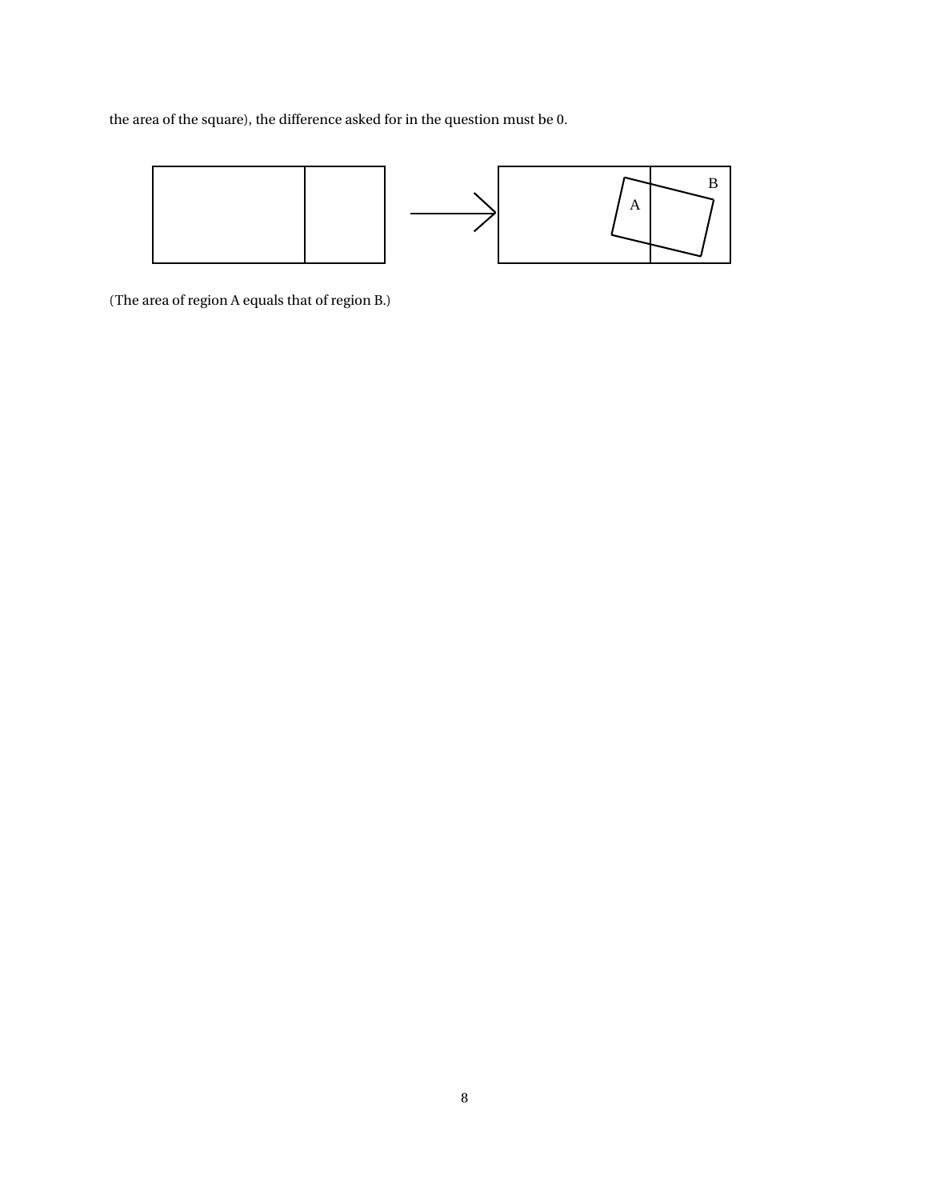the area of the square), the difference asked for in the question must be 0.

B

A

(The area of region A equals that of region B.)